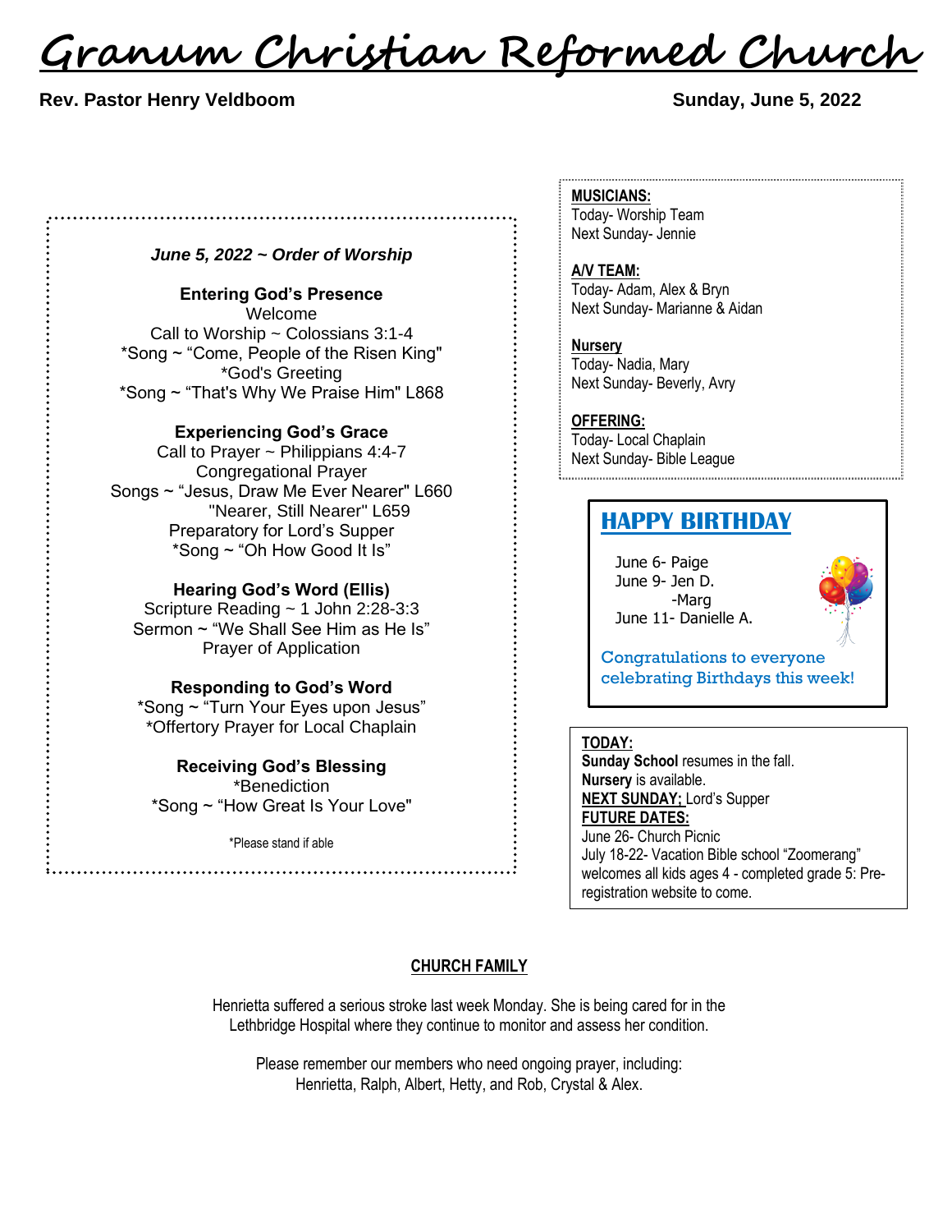# Granum Christian Reformed Church

**Rev. Pastor Henry Veldboom** **Sunday, June 5, 2022**

***June 5, 2022 ~ Order of Worship***

**Entering God's Presence**

Welcome

Call to Worship ~ Colossians 3:1-4

*Song ~ "Come, People of the Risen King"

*God's Greeting

*Song ~ "That's Why We Praise Him" L868

**Experiencing God's Grace**

Call to Prayer ~ Philippians 4:4-7

Congregational Prayer

Songs ~ "Jesus, Draw Me Ever Nearer" L660

"Nearer, Still Nearer" L659

Preparatory for Lord's Supper

*Song ~ "Oh How Good It Is"

**Hearing God's Word (Ellis)**

Scripture Reading ~ 1 John 2:28-3:3

Sermon ~ "We Shall See Him as He Is"

Prayer of Application

**Responding to God's Word**

*Song ~ "Turn Your Eyes upon Jesus"

*Offertory Prayer for Local Chaplain

**Receiving God's Blessing**

*Benediction

*Song ~ "How Great Is Your Love"

*Please stand if able

**MUSICIANS:**

Today- Worship Team

Next Sunday- Jennie

**A/V TEAM:**

Today- Adam, Alex & Bryn

Next Sunday- Marianne & Aidan

**Nursery**

Today- Nadia, Mary

Next Sunday- Beverly, Avry

**OFFERING:**

Today- Local Chaplain

Next Sunday- Bible League

## HAPPY BIRTHDAY

June 6- Paige

June 9- Jen D.

-Marg

June 11- Danielle A.

Congratulations to everyone celebrating Birthdays this week!

**TODAY:**

**Sunday School** resumes in the fall.

**Nursery** is available.

**NEXT SUNDAY;** Lord's Supper

**FUTURE DATES:**

June 26- Church Picnic

July 18-22- Vacation Bible school "Zoomerang" welcomes all kids ages 4 - completed grade 5: Pre-registration website to come.

**CHURCH FAMILY**

Henrietta suffered a serious stroke last week Monday. She is being cared for in the Lethbridge Hospital where they continue to monitor and assess her condition.

Please remember our members who need ongoing prayer, including: Henrietta, Ralph, Albert, Hetty, and Rob, Crystal & Alex.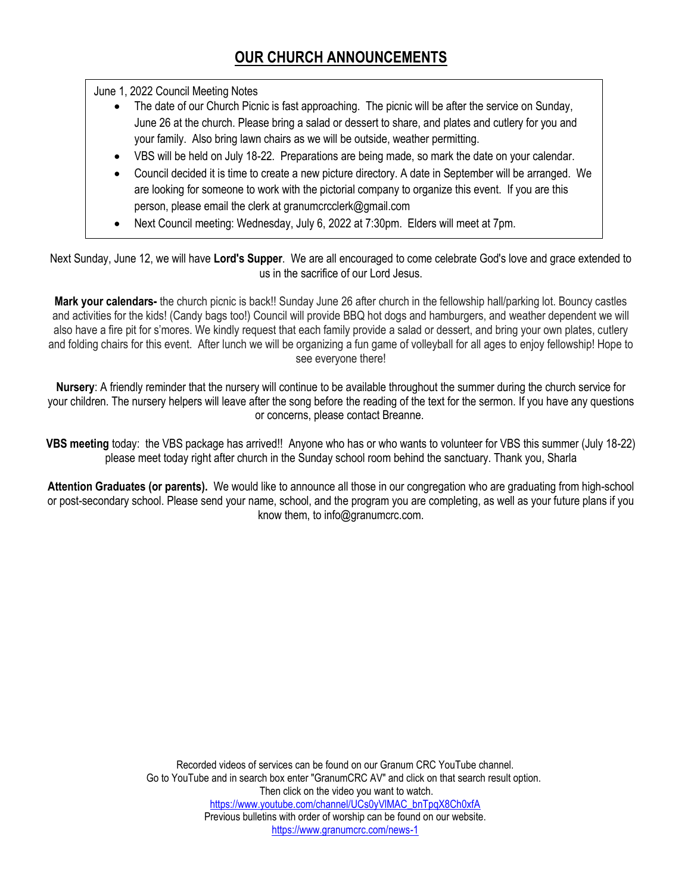# OUR CHURCH ANNOUNCEMENTS

June 1, 2022 Council Meeting Notes

- The date of our Church Picnic is fast approaching. The picnic will be after the service on Sunday, June 26 at the church. Please bring a salad or dessert to share, and plates and cutlery for you and your family. Also bring lawn chairs as we will be outside, weather permitting.
- VBS will be held on July 18-22. Preparations are being made, so mark the date on your calendar.
- Council decided it is time to create a new picture directory. A date in September will be arranged. We are looking for someone to work with the pictorial company to organize this event. If you are this person, please email the clerk at granumcrcclerk@gmail.com
- Next Council meeting: Wednesday, July 6, 2022 at 7:30pm. Elders will meet at 7pm.

Next Sunday, June 12, we will have **Lord's Supper**. We are all encouraged to come celebrate God's love and grace extended to us in the sacrifice of our Lord Jesus.

**Mark your calendars-** the church picnic is back!! Sunday June 26 after church in the fellowship hall/parking lot. Bouncy castles and activities for the kids! (Candy bags too!) Council will provide BBQ hot dogs and hamburgers, and weather dependent we will also have a fire pit for s'mores. We kindly request that each family provide a salad or dessert, and bring your own plates, cutlery and folding chairs for this event. After lunch we will be organizing a fun game of volleyball for all ages to enjoy fellowship! Hope to see everyone there!

**Nursery**: A friendly reminder that the nursery will continue to be available throughout the summer during the church service for your children. The nursery helpers will leave after the song before the reading of the text for the sermon. If you have any questions or concerns, please contact Breanne.

**VBS meeting** today: the VBS package has arrived!! Anyone who has or who wants to volunteer for VBS this summer (July 18-22) please meet today right after church in the Sunday school room behind the sanctuary. Thank you, Sharla

**Attention Graduates (or parents).** We would like to announce all those in our congregation who are graduating from high-school or post-secondary school. Please send your name, school, and the program you are completing, as well as your future plans if you know them, to info@granumcrc.com.

Recorded videos of services can be found on our Granum CRC YouTube channel.
Go to YouTube and in search box enter "GranumCRC AV" and click on that search result option.
Then click on the video you want to watch.
https://www.youtube.com/channel/UCs0yVlMAC_bnTpqX8Ch0xfA
Previous bulletins with order of worship can be found on our website.
https://www.granumcrc.com/news-1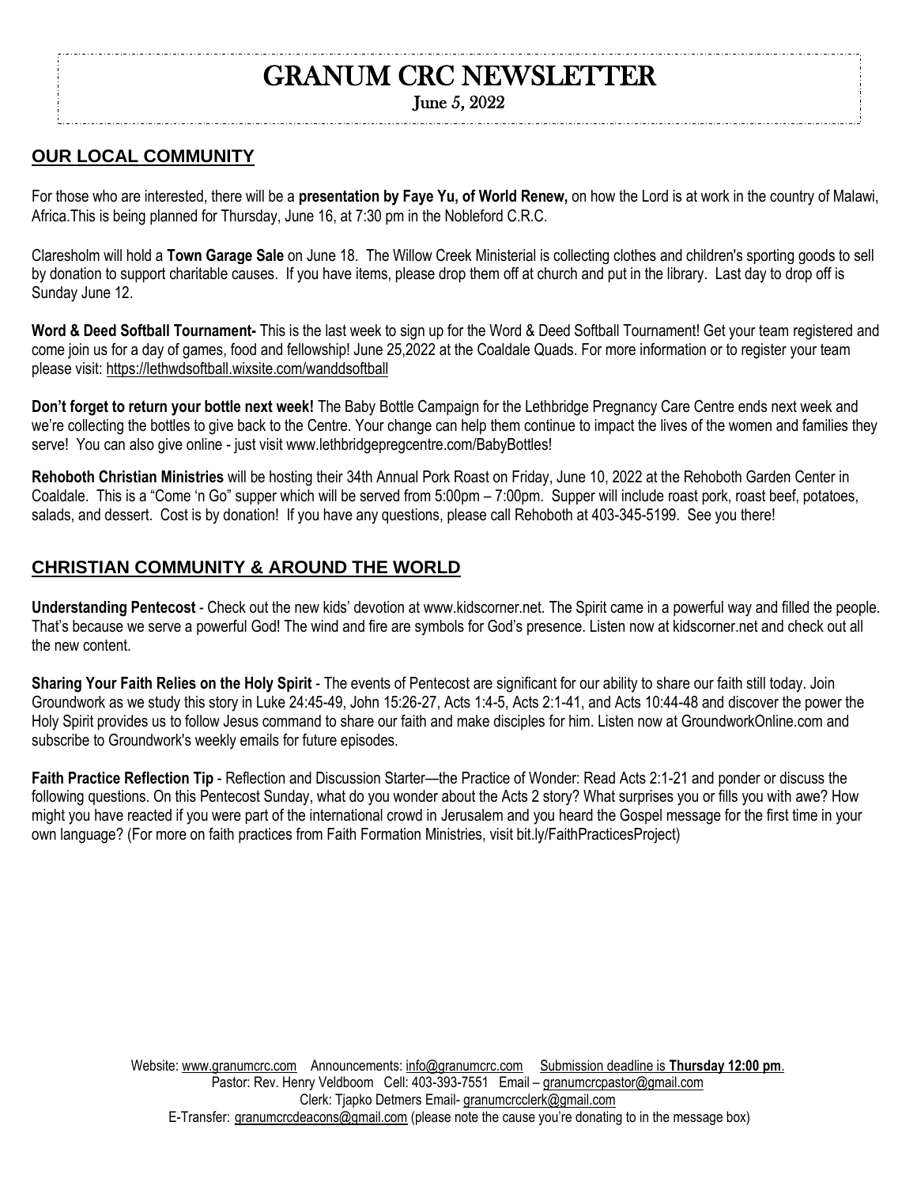# GRANUM CRC NEWSLETTER

June 5, 2022

## OUR LOCAL COMMUNITY

For those who are interested, there will be a **presentation by Faye Yu, of World Renew,** on how the Lord is at work in the country of Malawi, Africa.This is being planned for Thursday, June 16, at 7:30 pm in the Nobleford C.R.C.

Claresholm will hold a **Town Garage Sale** on June 18. The Willow Creek Ministerial is collecting clothes and children's sporting goods to sell by donation to support charitable causes. If you have items, please drop them off at church and put in the library. Last day to drop off is Sunday June 12.

**Word & Deed Softball Tournament-** This is the last week to sign up for the Word & Deed Softball Tournament! Get your team registered and come join us for a day of games, food and fellowship! June 25,2022 at the Coaldale Quads. For more information or to register your team please visit: https://lethwdsoftball.wixsite.com/wanddsoftball

**Don't forget to return your bottle next week!** The Baby Bottle Campaign for the Lethbridge Pregnancy Care Centre ends next week and we're collecting the bottles to give back to the Centre. Your change can help them continue to impact the lives of the women and families they serve! You can also give online - just visit www.lethbridgepregcentre.com/BabyBottles!

**Rehoboth Christian Ministries** will be hosting their 34th Annual Pork Roast on Friday, June 10, 2022 at the Rehoboth Garden Center in Coaldale. This is a "Come 'n Go" supper which will be served from 5:00pm – 7:00pm. Supper will include roast pork, roast beef, potatoes, salads, and dessert. Cost is by donation! If you have any questions, please call Rehoboth at 403-345-5199. See you there!

## CHRISTIAN COMMUNITY & AROUND THE WORLD

**Understanding Pentecost** - Check out the new kids' devotion at www.kidscorner.net. The Spirit came in a powerful way and filled the people. That's because we serve a powerful God! The wind and fire are symbols for God's presence. Listen now at kidscorner.net and check out all the new content.

**Sharing Your Faith Relies on the Holy Spirit** - The events of Pentecost are significant for our ability to share our faith still today. Join Groundwork as we study this story in Luke 24:45-49, John 15:26-27, Acts 1:4-5, Acts 2:1-41, and Acts 10:44-48 and discover the power the Holy Spirit provides us to follow Jesus command to share our faith and make disciples for him. Listen now at GroundworkOnline.com and subscribe to Groundwork's weekly emails for future episodes.

**Faith Practice Reflection Tip** - Reflection and Discussion Starter—the Practice of Wonder: Read Acts 2:1-21 and ponder or discuss the following questions. On this Pentecost Sunday, what do you wonder about the Acts 2 story? What surprises you or fills you with awe? How might you have reacted if you were part of the international crowd in Jerusalem and you heard the Gospel message for the first time in your own language? (For more on faith practices from Faith Formation Ministries, visit bit.ly/FaithPracticesProject)

Website: www.granumcrc.com Announcements: info@granumcrc.com Submission deadline is **Thursday 12:00 pm**.
Pastor: Rev. Henry Veldboom Cell: 403-393-7551 Email – granumcrcpastor@gmail.com
Clerk: Tjapko Detmers Email- granumcrcclerk@gmail.com
E-Transfer: granumcrcdeacons@gmail.com (please note the cause you're donating to in the message box)